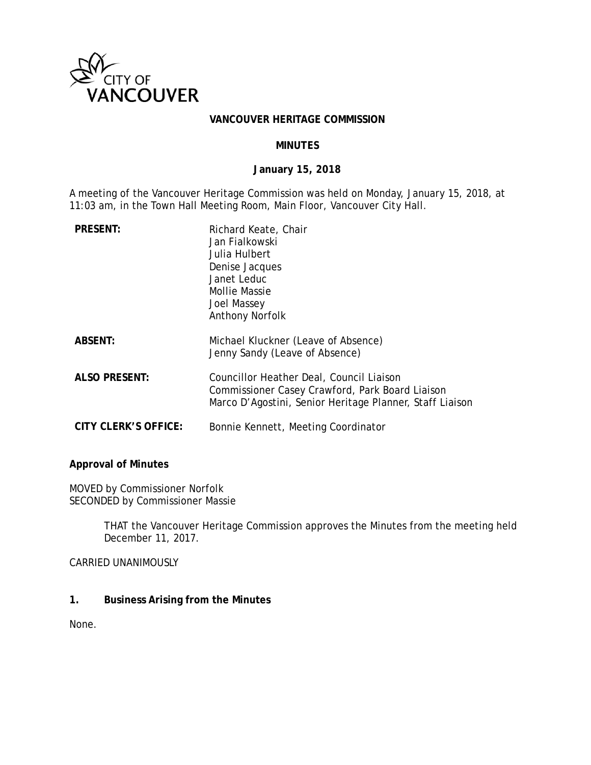CITY OF VANCOUVER

# VANCOUVER HERITAGE COMMISSION

## MINUTES

**January 15, 2018**

A meeting of the Vancouver Heritage Commission was held on Monday, January 15, 2018, at 11:03 am, in the Town Hall Meeting Room, Main Floor, Vancouver City Hall.

| | |
|---|---|
| **PRESENT:** | Richard Keate, Chair<br>Jan Fialkowski<br>Julia Hulbert<br>Denise Jacques<br>Janet Leduc<br>Mollie Massie<br>Joel Massey<br>Anthony Norfolk |
| **ABSENT:** | Michael Kluckner (Leave of Absence)<br>Jenny Sandy (Leave of Absence) |
| **ALSO PRESENT:** | Councillor Heather Deal, Council Liaison<br>Commissioner Casey Crawford, Park Board Liaison<br>Marco D'Agostini, Senior Heritage Planner, Staff Liaison |
| **CITY CLERK'S OFFICE:** | Bonnie Kennett, Meeting Coordinator |

**Approval of Minutes**

MOVED by Commissioner Norfolk
SECONDED by Commissioner Massie

> THAT the Vancouver Heritage Commission approves the Minutes from the meeting held December 11, 2017.

CARRIED UNANIMOUSLY

**1. Business Arising from the Minutes**

None.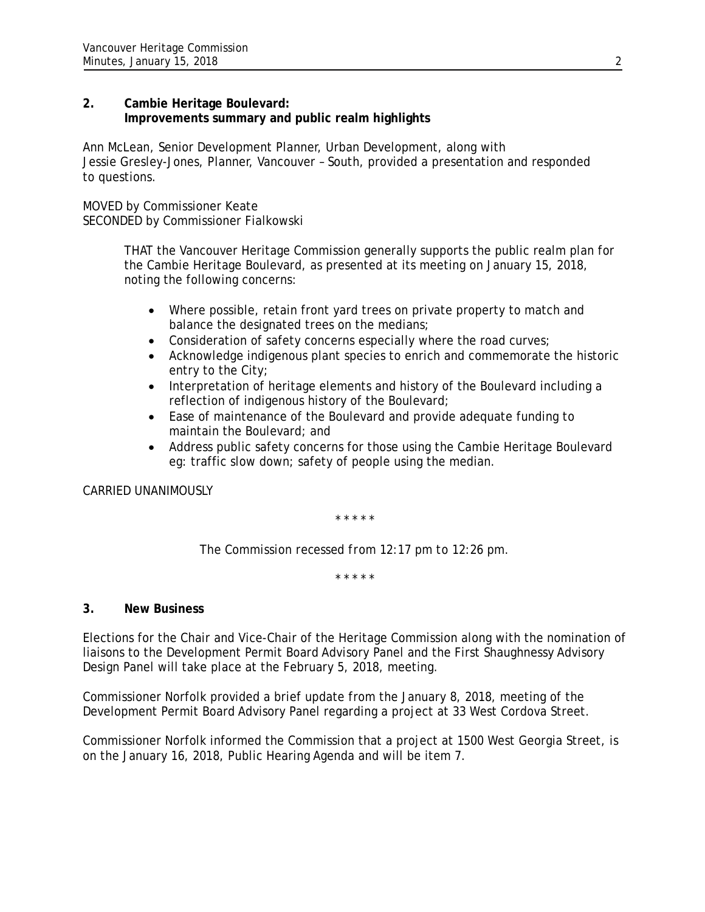## 2. Cambie Heritage Boulevard: Improvements summary and public realm highlights

Ann McLean, Senior Development Planner, Urban Development, along with Jessie Gresley-Jones, Planner, Vancouver – South, provided a presentation and responded to questions.

MOVED by Commissioner Keate
SECONDED by Commissioner Fialkowski

> THAT the Vancouver Heritage Commission generally supports the public realm plan for the Cambie Heritage Boulevard, as presented at its meeting on January 15, 2018, noting the following concerns:
>
> - Where possible, retain front yard trees on private property to match and balance the designated trees on the medians;
> - Consideration of safety concerns especially where the road curves;
> - Acknowledge indigenous plant species to enrich and commemorate the historic entry to the City;
> - Interpretation of heritage elements and history of the Boulevard including a reflection of indigenous history of the Boulevard;
> - Ease of maintenance of the Boulevard and provide adequate funding to maintain the Boulevard; and
> - Address public safety concerns for those using the Cambie Heritage Boulevard eg: traffic slow down; safety of people using the median.

CARRIED UNANIMOUSLY

\* \* \* \* \*

*The Commission recessed from 12:17 pm to 12:26 pm.*

\* \* \* \* \*

## 3. New Business

Elections for the Chair and Vice-Chair of the Heritage Commission along with the nomination of liaisons to the Development Permit Board Advisory Panel and the First Shaughnessy Advisory Design Panel will take place at the February 5, 2018, meeting.

Commissioner Norfolk provided a brief update from the January 8, 2018, meeting of the Development Permit Board Advisory Panel regarding a project at 33 West Cordova Street.

Commissioner Norfolk informed the Commission that a project at 1500 West Georgia Street, is on the January 16, 2018, Public Hearing Agenda and will be item 7.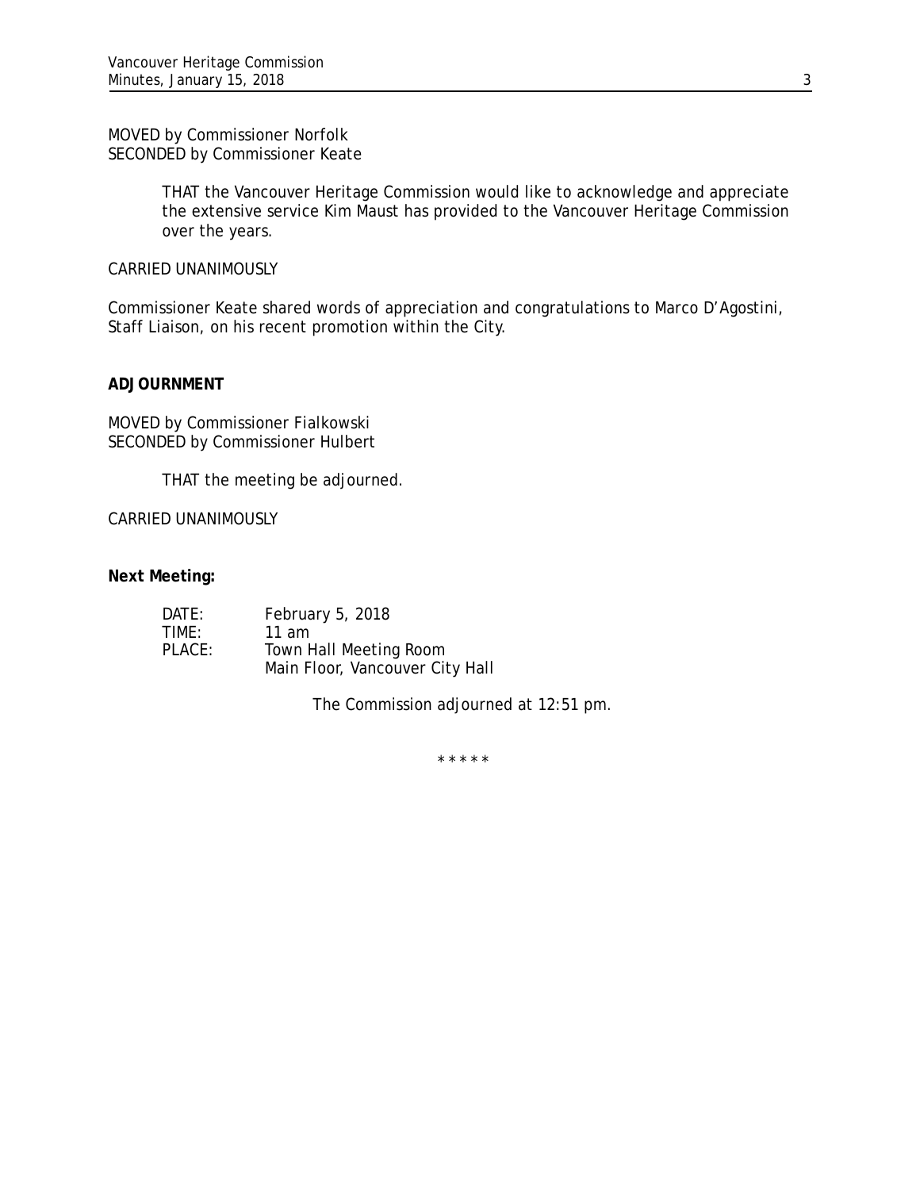MOVED by Commissioner Norfolk
SECONDED by Commissioner Keate

> THAT the Vancouver Heritage Commission would like to acknowledge and appreciate the extensive service Kim Maust has provided to the Vancouver Heritage Commission over the years.

CARRIED UNANIMOUSLY

Commissioner Keate shared words of appreciation and congratulations to Marco D'Agostini, Staff Liaison, on his recent promotion within the City.

**ADJOURNMENT**

MOVED by Commissioner Fialkowski
SECONDED by Commissioner Hulbert

> THAT the meeting be adjourned.

CARRIED UNANIMOUSLY

**Next Meeting:**

| | |
|---|---|
| DATE: | February 5, 2018 |
| TIME: | 11 am |
| PLACE: | Town Hall Meeting Room<br>Main Floor, Vancouver City Hall |

The Commission adjourned at 12:51 pm.

\* \* \* \* \*